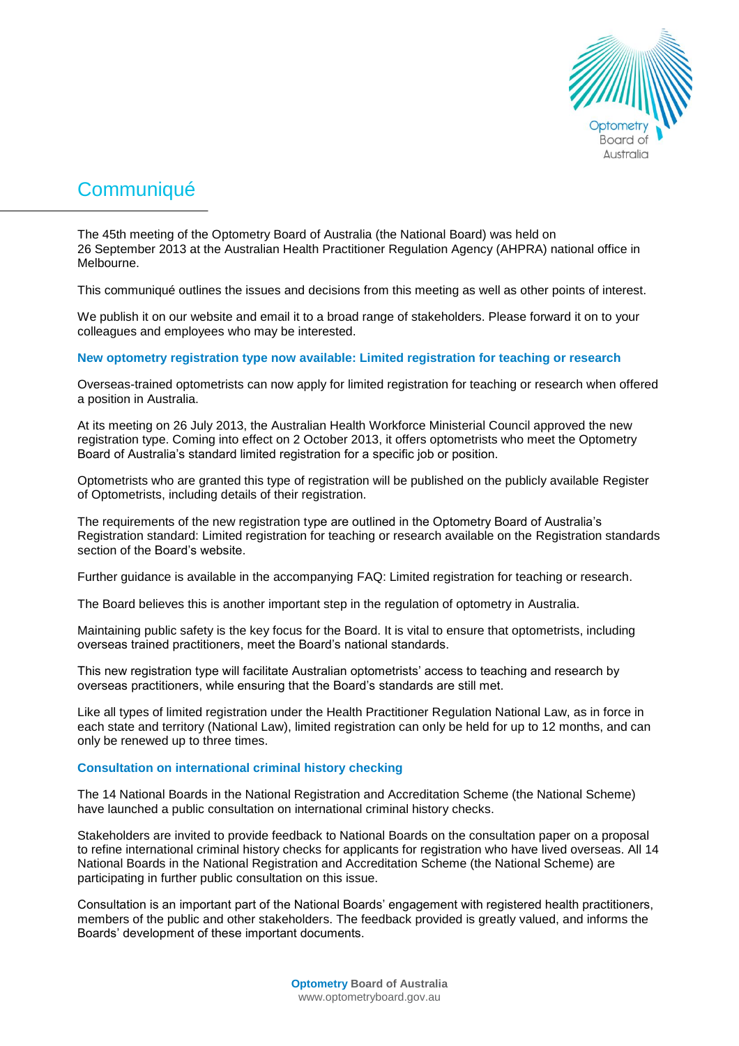# Communiqué

The 45th meeting of the Optometry Board of Australia (the National Board) was held on 26 September 2013 at the Australian Health Practitioner Regulation Agency (AHPRA) national office in Melbourne.

This communiqué outlines the issues and decisions from this meeting as well as other points of interest.

We publish it on our website and email it to a broad range of stakeholders. Please forward it on to your colleagues and employees who may be interested.

## New optometry registration type now available: Limited registration for teaching or research

Overseas-trained optometrists can now apply for limited registration for teaching or research when offered a position in Australia.

At its meeting on 26 July 2013, the Australian Health Workforce Ministerial Council approved the new registration type. Coming into effect on 2 October 2013, it offers optometrists who meet the Optometry Board of Australia's standard limited registration for a specific job or position.

Optometrists who are granted this type of registration will be published on the publicly available Register of Optometrists, including details of their registration.

The requirements of the new registration type are outlined in the Optometry Board of Australia's Registration standard: Limited registration for teaching or research available on the Registration standards section of the Board's website.

Further guidance is available in the accompanying FAQ: Limited registration for teaching or research.

The Board believes this is another important step in the regulation of optometry in Australia.

Maintaining public safety is the key focus for the Board. It is vital to ensure that optometrists, including overseas trained practitioners, meet the Board's national standards.

This new registration type will facilitate Australian optometrists' access to teaching and research by overseas practitioners, while ensuring that the Board's standards are still met.

Like all types of limited registration under the Health Practitioner Regulation National Law, as in force in each state and territory (National Law), limited registration can only be held for up to 12 months, and can only be renewed up to three times.

## Consultation on international criminal history checking

The 14 National Boards in the National Registration and Accreditation Scheme (the National Scheme) have launched a public consultation on international criminal history checks.

Stakeholders are invited to provide feedback to National Boards on the consultation paper on a proposal to refine international criminal history checks for applicants for registration who have lived overseas. All 14 National Boards in the National Registration and Accreditation Scheme (the National Scheme) are participating in further public consultation on this issue.

Consultation is an important part of the National Boards' engagement with registered health practitioners, members of the public and other stakeholders. The feedback provided is greatly valued, and informs the Boards' development of these important documents.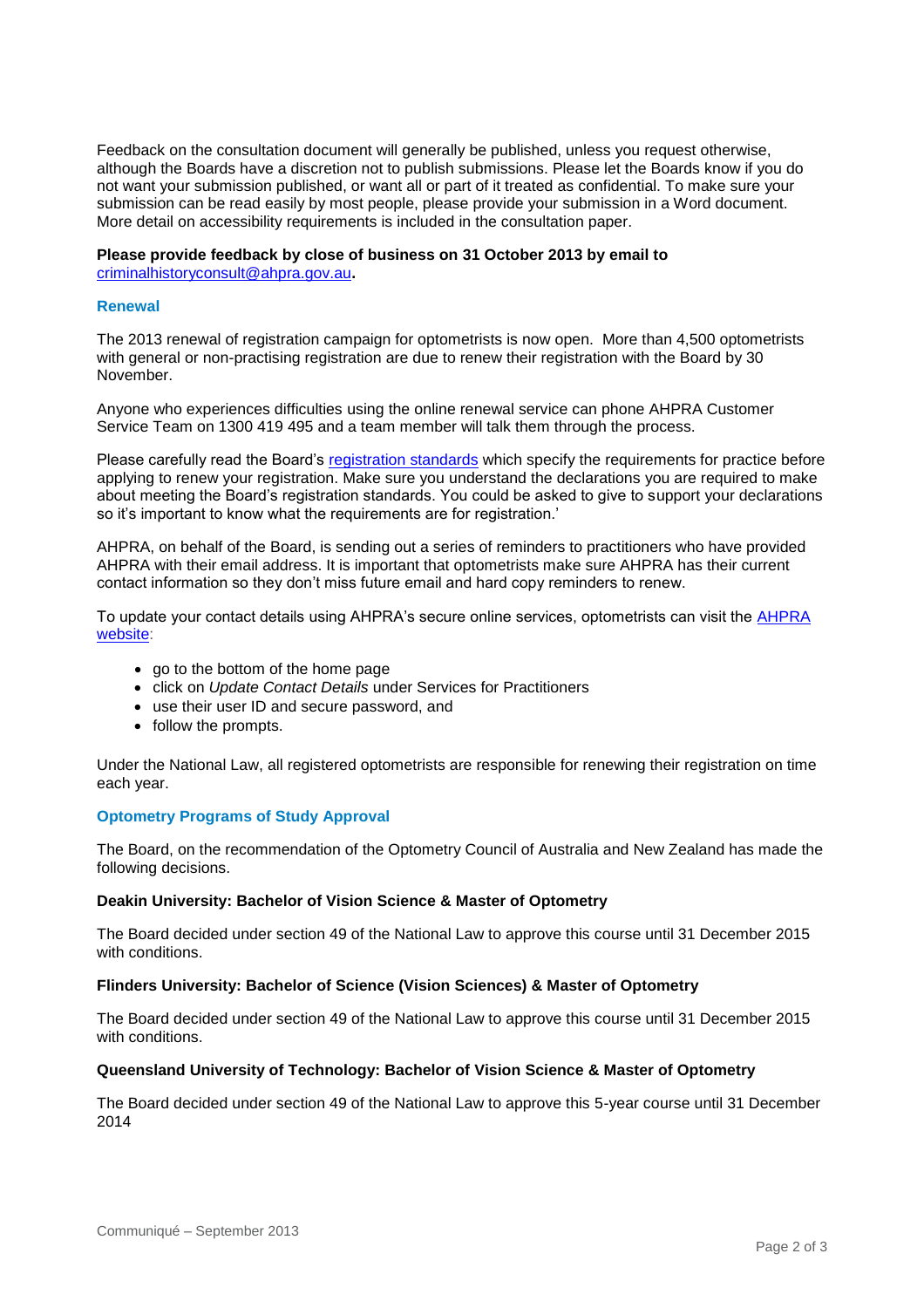Feedback on the consultation document will generally be published, unless you request otherwise, although the Boards have a discretion not to publish submissions. Please let the Boards know if you do not want your submission published, or want all or part of it treated as confidential. To make sure your submission can be read easily by most people, please provide your submission in a Word document. More detail on accessibility requirements is included in the consultation paper.

**Please provide feedback by close of business on 31 October 2013 by email to** criminalhistoryconsult@ahpra.gov.au**.**

## Renewal

The 2013 renewal of registration campaign for optometrists is now open. More than 4,500 optometrists with general or non-practising registration are due to renew their registration with the Board by 30 November.

Anyone who experiences difficulties using the online renewal service can phone AHPRA Customer Service Team on 1300 419 495 and a team member will talk them through the process.

Please carefully read the Board's registration standards which specify the requirements for practice before applying to renew your registration. Make sure you understand the declarations you are required to make about meeting the Board's registration standards. You could be asked to give to support your declarations so it's important to know what the requirements are for registration.'

AHPRA, on behalf of the Board, is sending out a series of reminders to practitioners who have provided AHPRA with their email address. It is important that optometrists make sure AHPRA has their current contact information so they don't miss future email and hard copy reminders to renew.

To update your contact details using AHPRA's secure online services, optometrists can visit the AHPRA website:

- go to the bottom of the home page
- click on *Update Contact Details* under Services for Practitioners
- use their user ID and secure password, and
- follow the prompts.

Under the National Law, all registered optometrists are responsible for renewing their registration on time each year.

## Optometry Programs of Study Approval

The Board, on the recommendation of the Optometry Council of Australia and New Zealand has made the following decisions.

**Deakin University: Bachelor of Vision Science & Master of Optometry**

The Board decided under section 49 of the National Law to approve this course until 31 December 2015 with conditions.

**Flinders University: Bachelor of Science (Vision Sciences) & Master of Optometry**

The Board decided under section 49 of the National Law to approve this course until 31 December 2015 with conditions.

**Queensland University of Technology: Bachelor of Vision Science & Master of Optometry**

The Board decided under section 49 of the National Law to approve this 5-year course until 31 December 2014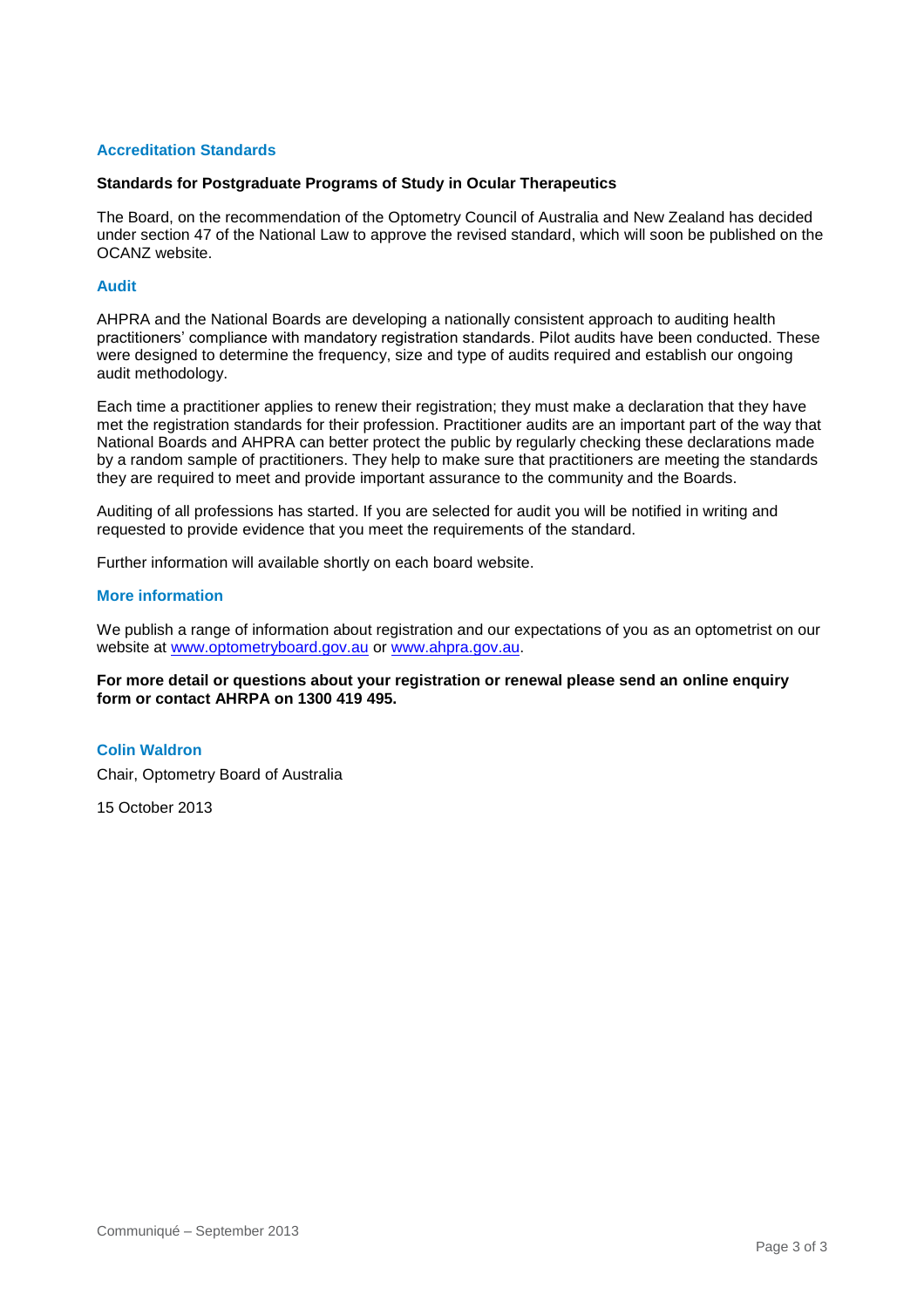## Accreditation Standards

**Standards for Postgraduate Programs of Study in Ocular Therapeutics**

The Board, on the recommendation of the Optometry Council of Australia and New Zealand has decided under section 47 of the National Law to approve the revised standard, which will soon be published on the OCANZ website.

## Audit

AHPRA and the National Boards are developing a nationally consistent approach to auditing health practitioners' compliance with mandatory registration standards. Pilot audits have been conducted. These were designed to determine the frequency, size and type of audits required and establish our ongoing audit methodology.

Each time a practitioner applies to renew their registration; they must make a declaration that they have met the registration standards for their profession. Practitioner audits are an important part of the way that National Boards and AHPRA can better protect the public by regularly checking these declarations made by a random sample of practitioners. They help to make sure that practitioners are meeting the standards they are required to meet and provide important assurance to the community and the Boards.

Auditing of all professions has started. If you are selected for audit you will be notified in writing and requested to provide evidence that you meet the requirements of the standard.

Further information will available shortly on each board website.

## More information

We publish a range of information about registration and our expectations of you as an optometrist on our website at [www.optometryboard.gov.au](www.optometryboard.gov.au) or [www.ahpra.gov.au](www.ahpra.gov.au).

**For more detail or questions about your registration or renewal please send an online enquiry form or contact AHRPA on 1300 419 495.**

**Colin Waldron**

Chair, Optometry Board of Australia

15 October 2013